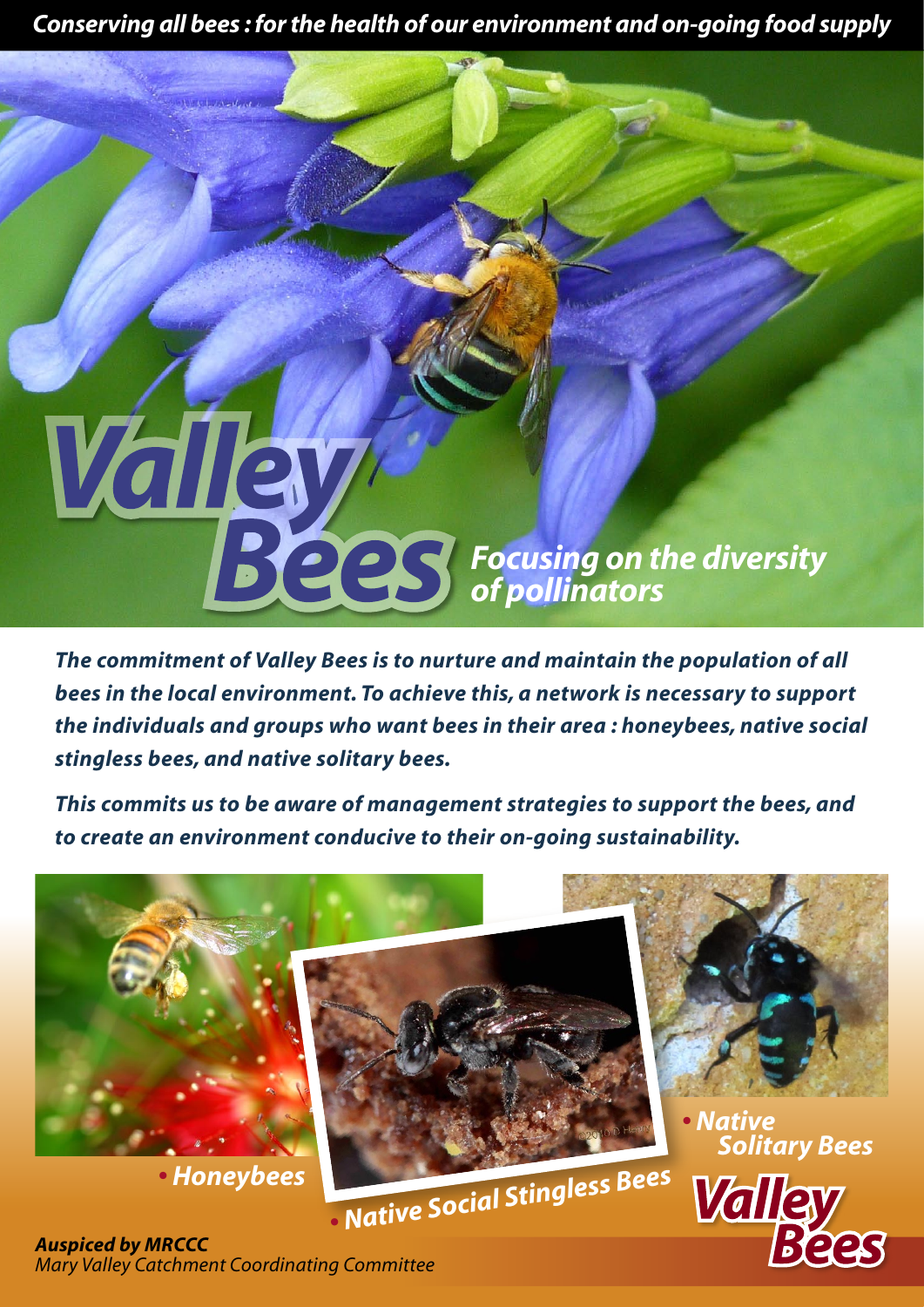*Conserving all bees : for the health of our environment and on-going food supply*

# Valley Bees

## *Focusing on the diversity of pollinators*

***The commitment of Valley Bees is to nurture and maintain the population of all bees in the local environment. To achieve this, a network is necessary to support the individuals and groups who want bees in their area : honeybees, native social stingless bees, and native solitary bees.***

***This commits us to be aware of management strategies to support the bees, and to create an environment conducive to their on-going sustainability.***

- ***Honeybees***
- ***Native Social Stingless Bees***
- ***Native Solitary Bees***

**Valley Bees**

***Auspiced by MRCCC***
*Mary Valley Catchment Coordinating Committee*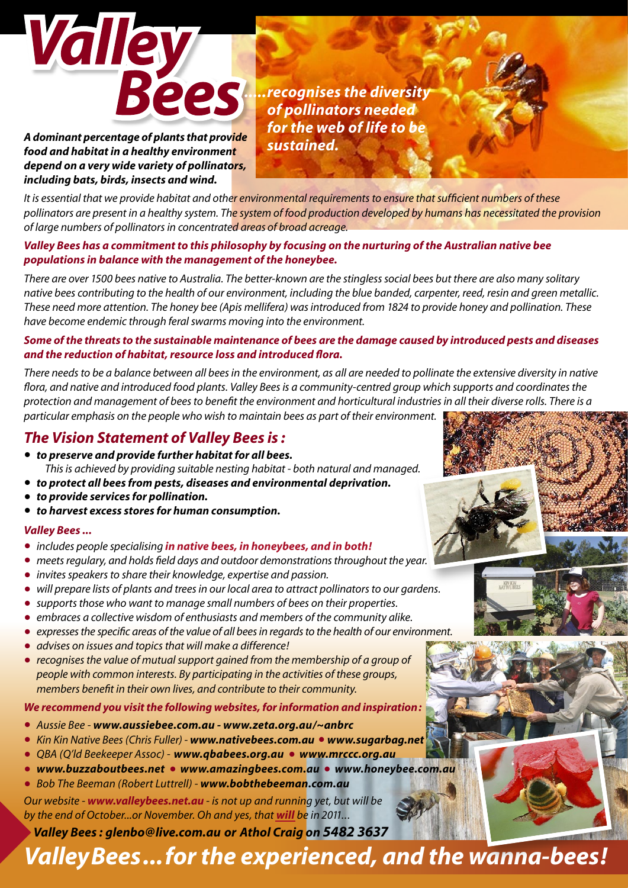# Valley Bees

*.....recognises the diversity of pollinators needed for the web of life to be sustained.*

***A dominant percentage of plants that provide food and habitat in a healthy environment depend on a very wide variety of pollinators, including bats, birds, insects and wind.***

*It is essential that we provide habitat and other environmental requirements to ensure that sufficient numbers of these pollinators are present in a healthy system. The system of food production developed by humans has necessitated the provision of large numbers of pollinators in concentrated areas of broad acreage.*

***Valley Bees has a commitment to this philosophy by focusing on the nurturing of the Australian native bee populations in balance with the management of the honeybee.***

*There are over 1500 bees native to Australia. The better-known are the stingless social bees but there are also many solitary native bees contributing to the health of our environment, including the blue banded, carpenter, reed, resin and green metallic. These need more attention. The honey bee (Apis mellifera) was introduced from 1824 to provide honey and pollination. These have become endemic through feral swarms moving into the environment.*

***Some of the threats to the sustainable maintenance of bees are the damage caused by introduced pests and diseases and the reduction of habitat, resource loss and introduced flora.***

*There needs to be a balance between all bees in the environment, as all are needed to pollinate the extensive diversity in native flora, and native and introduced food plants. Valley Bees is a community-centred group which supports and coordinates the protection and management of bees to benefit the environment and horticultural industries in all their diverse rolls. There is a particular emphasis on the people who wish to maintain bees as part of their environment.*

## *The Vision Statement of Valley Bees is :*

- ***to preserve and provide further habitat for all bees.***
  *This is achieved by providing suitable nesting habitat - both natural and managed.*
- ***to protect all bees from pests, diseases and environmental deprivation.***
- ***to provide services for pollination.***
- ***to harvest excess stores for human consumption.***

***Valley Bees ...***

- *includes people specialising **in native bees, in honeybees, and in both!***
- *meets regulary, and holds field days and outdoor demonstrations throughout the year.*
- *invites speakers to share their knowledge, expertise and passion.*
- *will prepare lists of plants and trees in our local area to attract pollinators to our gardens.*
- *supports those who want to manage small numbers of bees on their properties.*
- *embraces a collective wisdom of enthusiasts and members of the community alike.*
- *expresses the specific areas of the value of all bees in regards to the health of our environment.*
- *advises on issues and topics that will make a difference!*
- *recognises the value of mutual support gained from the membership of a group of people with common interests. By participating in the activities of these groups, members benefit in their own lives, and contribute to their community.*

***We recommend you visit the following websites, for information and inspiration:***

- *Aussie Bee - **www.aussiebee.com.au - www.zeta.org.au/~anbrc***
- *Kin Kin Native Bees (Chris Fuller) - **www.nativebees.com.au • www.sugarbag.net***
- *QBA (Q'ld Beekeeper Assoc) - **www.qbabees.org.au • www.mrccc.org.au***
- ***www.buzzaboutbees.net • www.amazingbees.com.au • www.honeybee.com.au***
- *Bob The Beeman (Robert Luttrell) - **www.bobthebeeman.com.au***

*Our website - **www.valleybees.net.au** - is not up and running yet, but will be by the end of October...or November. Oh and yes, that **will** be in 2011...*

***Valley Bees : glenbo@live.com.au or Athol Craig on 5482 3637***

## *Valley Bees ... for the experienced, and the wanna-bees!*